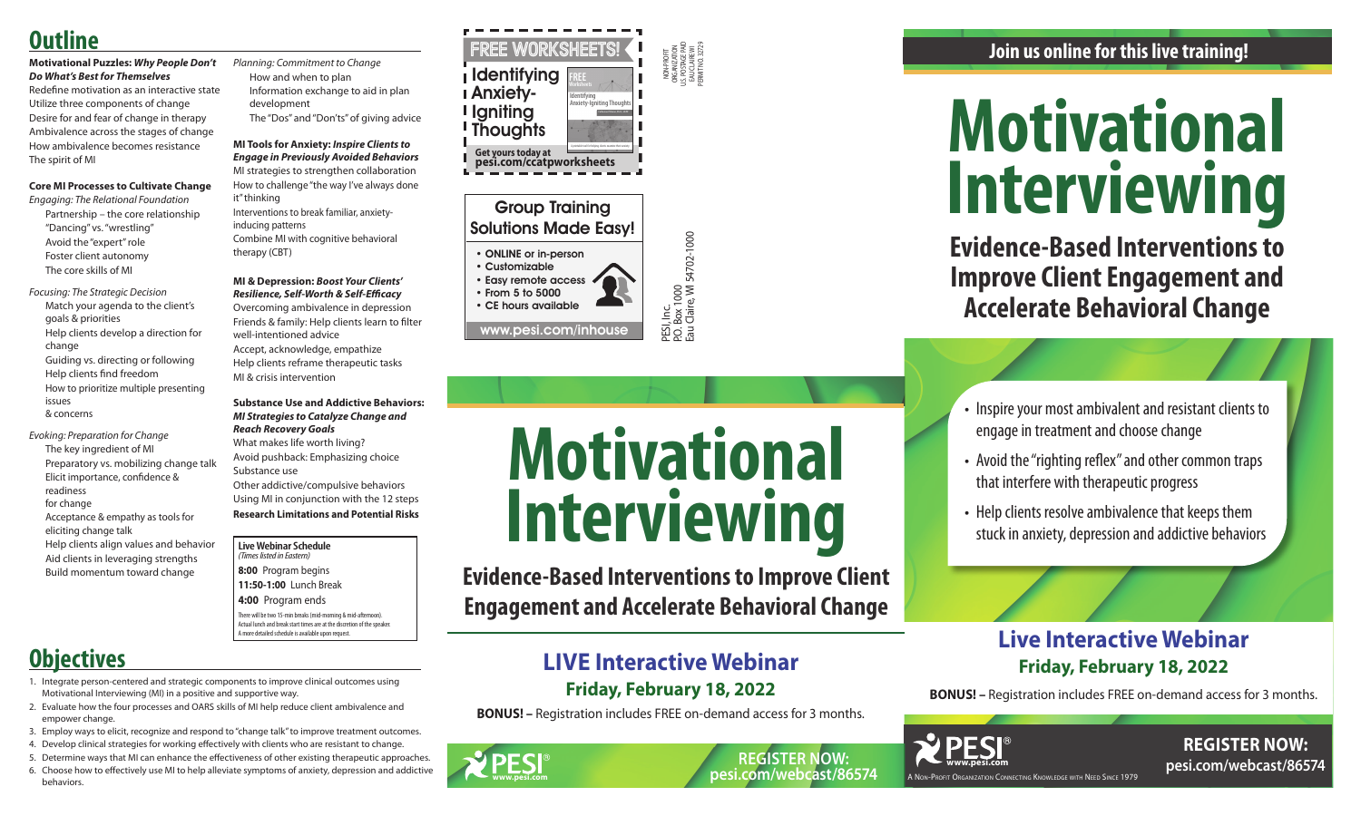## Outline

**Motivational Puzzles: *Why People Don't Do What's Best for Themselves***
Redefine motivation as an interactive state
Utilize three components of change
Desire for and fear of change in therapy
Ambivalence across the stages of change
How ambivalence becomes resistance
The spirit of MI

**Core MI Processes to Cultivate Change**

*Engaging: The Relational Foundation*
- Partnership – the core relationship
- "Dancing" vs. "wrestling"
- Avoid the "expert" role
- Foster client autonomy
- The core skills of MI

*Focusing: The Strategic Decision*
- Match your agenda to the client's goals & priorities
- Help clients develop a direction for change
- Guiding vs. directing or following
- Help clients find freedom
- How to prioritize multiple presenting issues & concerns

*Evoking: Preparation for Change*
- The key ingredient of MI
- Preparatory vs. mobilizing change talk
- Elicit importance, confidence & readiness for change
- Acceptance & empathy as tools for eliciting change talk
- Help clients align values and behavior
- Aid clients in leveraging strengths
- Build momentum toward change

*Planning: Commitment to Change*
- How and when to plan
- Information exchange to aid in plan development
- The "Dos" and "Don'ts" of giving advice

**MI Tools for Anxiety: *Inspire Clients to Engage in Previously Avoided Behaviors***
MI strategies to strengthen collaboration
How to challenge "the way I've always done it" thinking
Interventions to break familiar, anxiety-inducing patterns
Combine MI with cognitive behavioral therapy (CBT)

**MI & Depression: *Boost Your Clients' Resilience, Self-Worth & Self-Efficacy***
Overcoming ambivalence in depression
Friends & family: Help clients learn to filter well-intentioned advice
Accept, acknowledge, empathize
Help clients reframe therapeutic tasks
MI & crisis intervention

**Substance Use and Addictive Behaviors: *MI Strategies to Catalyze Change and Reach Recovery Goals***
What makes life worth living?
Avoid pushback: Emphasizing choice
Substance use
Other addictive/compulsive behaviors
Using MI in conjunction with the 12 steps

**Research Limitations and Potential Risks**

**Live Webinar Schedule**
*(Times listed in Eastern)*

**8:00** Program begins
**11:50-1:00** Lunch Break
**4:00** Program ends

There will be two 15-min breaks (mid-morning & mid-afternoon). Actual lunch and break start times are at the discretion of the speaker. A more detailed schedule is available upon request.

## Objectives

1. Integrate person-centered and strategic components to improve clinical outcomes using Motivational Interviewing (MI) in a positive and supportive way.
2. Evaluate how the four processes and OARS skills of MI help reduce client ambivalence and empower change.
3. Employ ways to elicit, recognize and respond to "change talk" to improve treatment outcomes.
4. Develop clinical strategies for working effectively with clients who are resistant to change.
5. Determine ways that MI can enhance the effectiveness of other existing therapeutic approaches.
6. Choose how to effectively use MI to help alleviate symptoms of anxiety, depression and addictive behaviors.

**FREE WORKSHEETS!**
**Identifying Anxiety-Igniting Thoughts**
Get yours today at **pesi.com/ccatpworksheets**

NON-PROFIT ORGANIZATION U.S. POSTAGE PAID EAU CLAIRE WI PERMIT NO. 32729

**Group Training Solutions Made Easy!**
- ONLINE or in-person
- Customizable
- Easy remote access
- From 5 to 5000
- CE hours available

www.pesi.com/inhouse

PESI, Inc.
P.O. Box 1000
Eau Claire, WI 54702-1000

# Motivational Interviewing

## Evidence-Based Interventions to Improve Client Engagement and Accelerate Behavioral Change

### LIVE Interactive Webinar
**Friday, February 18, 2022**

**BONUS! –** Registration includes FREE on-demand access for 3 months.

PESI® www.pesi.com

**REGISTER NOW: pesi.com/webcast/86574**

**Join us online for this live training!**

# Motivational Interviewing

## Evidence-Based Interventions to Improve Client Engagement and Accelerate Behavioral Change

- Inspire your most ambivalent and resistant clients to engage in treatment and choose change
- Avoid the "righting reflex" and other common traps that interfere with therapeutic progress
- Help clients resolve ambivalence that keeps them stuck in anxiety, depression and addictive behaviors

### Live Interactive Webinar
**Friday, February 18, 2022**

**BONUS! –** Registration includes FREE on-demand access for 3 months.

PESI® www.pesi.com
A Non-Profit Organization Connecting Knowledge with Need Since 1979

**REGISTER NOW: pesi.com/webcast/86574**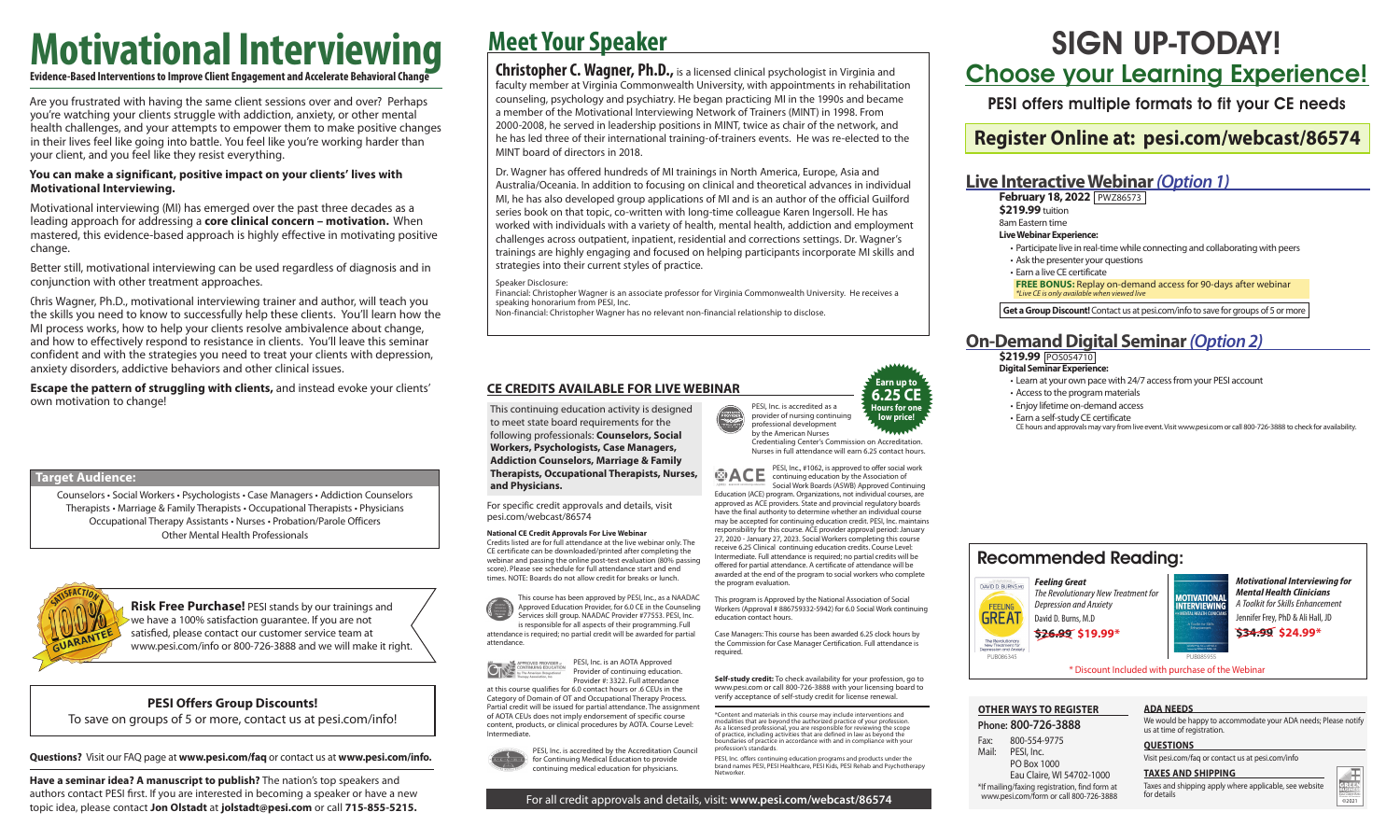# Motivational Interviewing

**Evidence-Based Interventions to Improve Client Engagement and Accelerate Behavioral Change**

Are you frustrated with having the same client sessions over and over? Perhaps you're watching your clients struggle with addiction, anxiety, or other mental health challenges, and your attempts to empower them to make positive changes in their lives feel like going into battle. You feel like you're working harder than your client, and you feel like they resist everything.

**You can make a significant, positive impact on your clients' lives with Motivational Interviewing.**

Motivational interviewing (MI) has emerged over the past three decades as a leading approach for addressing a **core clinical concern – motivation.** When mastered, this evidence-based approach is highly effective in motivating positive change.

Better still, motivational interviewing can be used regardless of diagnosis and in conjunction with other treatment approaches.

Chris Wagner, Ph.D., motivational interviewing trainer and author, will teach you the skills you need to know to successfully help these clients. You'll learn how the MI process works, how to help your clients resolve ambivalence about change, and how to effectively respond to resistance in clients. You'll leave this seminar confident and with the strategies you need to treat your clients with depression, anxiety disorders, addictive behaviors and other clinical issues.

**Escape the pattern of struggling with clients,** and instead evoke your clients' own motivation to change!

### Target Audience:

Counselors • Social Workers • Psychologists • Case Managers • Addiction Counselors Therapists • Marriage & Family Therapists • Occupational Therapists • Physicians Occupational Therapy Assistants • Nurses • Probation/Parole Officers Other Mental Health Professionals

SATISFACTION 100% GUARANTEE

**Risk Free Purchase!** PESI stands by our trainings and we have a 100% satisfaction guarantee. If you are not satisfied, please contact our customer service team at www.pesi.com/info or 800-726-3888 and we will make it right.

**PESI Offers Group Discounts!**
To save on groups of 5 or more, contact us at pesi.com/info!

**Questions?** Visit our FAQ page at **www.pesi.com/faq** or contact us at **www.pesi.com/info.**

**Have a seminar idea? A manuscript to publish?** The nation's top speakers and authors contact PESI first. If you are interested in becoming a speaker or have a new topic idea, please contact **Jon Olstadt** at **jolstadt@pesi.com** or call **715-855-5215.**

# Meet Your Speaker

**Christopher C. Wagner, Ph.D.,** is a licensed clinical psychologist in Virginia and faculty member at Virginia Commonwealth University, with appointments in rehabilitation counseling, psychology and psychiatry. He began practicing MI in the 1990s and became a member of the Motivational Interviewing Network of Trainers (MINT) in 1998. From 2000-2008, he served in leadership positions in MINT, twice as chair of the network, and he has led three of their international training-of-trainers events. He was re-elected to the MINT board of directors in 2018.

Dr. Wagner has offered hundreds of MI trainings in North America, Europe, Asia and Australia/Oceania. In addition to focusing on clinical and theoretical advances in individual MI, he has also developed group applications of MI and is an author of the official Guilford series book on that topic, co-written with long-time colleague Karen Ingersoll. He has worked with individuals with a variety of health, mental health, addiction and employment challenges across outpatient, inpatient, residential and corrections settings. Dr. Wagner's trainings are highly engaging and focused on helping participants incorporate MI skills and strategies into their current styles of practice.

Speaker Disclosure:
Financial: Christopher Wagner is an associate professor for Virginia Commonwealth University. He receives a speaking honorarium from PESI, Inc.
Non-financial: Christopher Wagner has no relevant non-financial relationship to disclose.

## CE CREDITS AVAILABLE FOR LIVE WEBINAR

**Earn up to 6.25 CE Hours for one low price!**

This continuing education activity is designed to meet state board requirements for the following professionals: **Counselors, Social Workers, Psychologists, Case Managers, Addiction Counselors, Marriage & Family Therapists, Occupational Therapists, Nurses, and Physicians.**

For specific credit approvals and details, visit pesi.com/webcast/86574

**National CE Credit Approvals For Live Webinar**
Credits listed are for full attendance at the live webinar only. The CE certificate can be downloaded/printed after completing the webinar and passing the online post-test evaluation (80% passing score). Please see schedule for full attendance start and end times. NOTE: Boards do not allow credit for breaks or lunch.

This course has been approved by PESI, Inc., as a NAADAC Approved Education Provider, for 6.0 CE in the Counseling Services skill group. NAADAC Provider #77553. PESI, Inc. is responsible for all aspects of their programming. Full attendance is required; no partial credit will be awarded for partial attendance.

PESI, Inc. is an AOTA Approved Provider of continuing education. Provider #: 3322. Full attendance at this course qualifies for 6.0 contact hours or .6 CEUs in the Category of Domain of OT and Occupational Therapy Process. Partial credit will be issued for partial attendance. The assignment of AOTA CEUs does not imply endorsement of specific course content, products, or clinical procedures by AOTA. Course Level: Intermediate.

PESI, Inc. is accredited by the Accreditation Council for Continuing Medical Education to provide continuing medical education for physicians.

PESI, Inc. is accredited as a provider of nursing continuing professional development by the American Nurses Credentialing Center's Commission on Accreditation. Nurses in full attendance will earn 6.25 contact hours.

PESI, Inc., #1062, is approved to offer social work continuing education by the Association of Social Work Boards (ASWB) Approved Continuing Education (ACE) program. Organizations, not individual courses, are approved as ACE providers. State and provincial regulatory boards have the final authority to determine whether an individual course may be accepted for continuing education credit. PESI, Inc. maintains responsibility for this course. ACE provider approval period: January 27, 2020 - January 27, 2023. Social Workers completing this course receive 6.25 Clinical continuing education credits. Course Level: Intermediate. Full attendance is required; no partial credits will be offered for partial attendance. A certificate of attendance will be awarded at the end of the program to social workers who complete the program evaluation.

This program is Approved by the National Association of Social Workers (Approval # 886759332-5942) for 6.0 Social Work continuing education contact hours.

Case Managers: This course has been awarded 6.25 clock hours by the Commission for Case Manager Certification. Full attendance is required.

**Self-study credit:** To check availability for your profession, go to www.pesi.com or call 800-726-3888 with your licensing board to verify acceptance of self-study credit for license renewal.

*Content and materials in this course may include interventions and modalities that are beyond the authorized practice of your profession. As a licensed professional, you are responsible for reviewing the scope of practice, including activities that are defined in law as beyond the boundaries of practice in accordance with and in compliance with your profession's standards.

PESI, Inc. offers continuing education programs and products under the brand names PESI, PESI Healthcare, PESI Kids, PESI Rehab and Psychotherapy Networker.

For all credit approvals and details, visit: **www.pesi.com/webcast/86574**

# SIGN UP-TODAY!

## Choose your Learning Experience!

**PESI offers multiple formats to fit your CE needs**

## Register Online at: pesi.com/webcast/86574

### Live Interactive Webinar *(Option 1)*

**February 18, 2022** PWZ86573
**$219.99** tuition
8am Eastern time

**Live Webinar Experience:**

- Participate live in real-time while connecting and collaborating with peers
- Ask the presenter your questions
- Earn a live CE certificate

**FREE BONUS:** Replay on-demand access for 90-days after webinar
*Live CE is only available when viewed live*

**Get a Group Discount!** Contact us at pesi.com/info to save for groups of 5 or more

### On-Demand Digital Seminar *(Option 2)*

**$219.99** POS054710

**Digital Seminar Experience:**

- Learn at your own pace with 24/7 access from your PESI account
- Access to the program materials
- Enjoy lifetime on-demand access
- Earn a self-study CE certificate

CE hours and approvals may vary from live event. Visit www.pesi.com or call 800-726-3888 to check for availability.

## Recommended Reading:

***Feeling Great***
*The Revolutionary New Treatment for Depression and Anxiety*
David D. Burns, M.D
~~$26.99~~ **$19.99***
PUB086345

***Motivational Interviewing for Mental Health Clinicians***
*A Toolkit for Skills Enhancement*
Jennifer Frey, PhD & Ali Hall, JD
~~$34.99~~ **$24.99***
PUB085955

* Discount Included with purchase of the Webinar

#### OTHER WAYS TO REGISTER

**Phone: 800-726-3888**
Fax: 800-554-9775
Mail: PESI, Inc.
PO Box 1000
Eau Claire, WI 54702-1000

*If mailing/faxing registration, find form at www.pesi.com/form or call 800-726-3888

#### ADA NEEDS

We would be happy to accommodate your ADA needs; Please notify us at time of registration.

#### QUESTIONS

Visit pesi.com/faq or contact us at pesi.com/info

#### TAXES AND SHIPPING

Taxes and shipping apply where applicable, see website for details

©2021